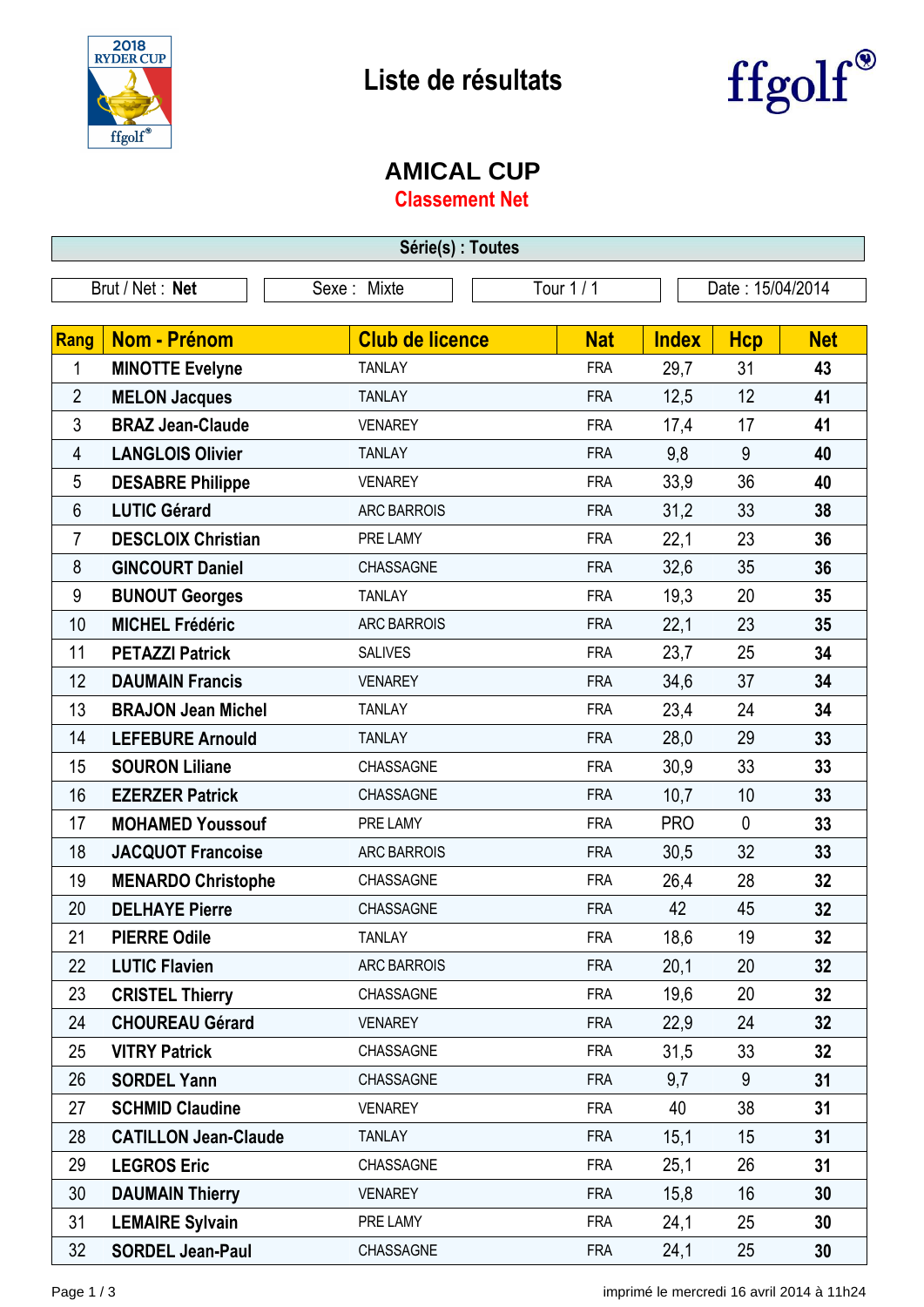# Liste de résultats

ffgolf

## AMICAL CUP

### Classement Net

**Série(s) : Toutes**

| Brut / Net : **Net** | Sexe : Mixte | Tour 1 / 1 | Date : 15/04/2014 |
|---|---|---|---|

| Rang | Nom - Prénom | Club de licence | Nat | Index | Hcp | Net |
|---|---|---|---|---|---|---|
| 1 | **MINOTTE Evelyne** | TANLAY | FRA | 29,7 | 31 | **43** |
| 2 | **MELON Jacques** | TANLAY | FRA | 12,5 | 12 | **41** |
| 3 | **BRAZ Jean-Claude** | VENAREY | FRA | 17,4 | 17 | **41** |
| 4 | **LANGLOIS Olivier** | TANLAY | FRA | 9,8 | 9 | **40** |
| 5 | **DESABRE Philippe** | VENAREY | FRA | 33,9 | 36 | **40** |
| 6 | **LUTIC Gérard** | ARC BARROIS | FRA | 31,2 | 33 | **38** |
| 7 | **DESCLOIX Christian** | PRE LAMY | FRA | 22,1 | 23 | **36** |
| 8 | **GINCOURT Daniel** | CHASSAGNE | FRA | 32,6 | 35 | **36** |
| 9 | **BUNOUT Georges** | TANLAY | FRA | 19,3 | 20 | **35** |
| 10 | **MICHEL Frédéric** | ARC BARROIS | FRA | 22,1 | 23 | **35** |
| 11 | **PETAZZI Patrick** | SALIVES | FRA | 23,7 | 25 | **34** |
| 12 | **DAUMAIN Francis** | VENAREY | FRA | 34,6 | 37 | **34** |
| 13 | **BRAJON Jean Michel** | TANLAY | FRA | 23,4 | 24 | **34** |
| 14 | **LEFEBURE Arnould** | TANLAY | FRA | 28,0 | 29 | **33** |
| 15 | **SOURON Liliane** | CHASSAGNE | FRA | 30,9 | 33 | **33** |
| 16 | **EZERZER Patrick** | CHASSAGNE | FRA | 10,7 | 10 | **33** |
| 17 | **MOHAMED Youssouf** | PRE LAMY | FRA | PRO | 0 | **33** |
| 18 | **JACQUOT Francoise** | ARC BARROIS | FRA | 30,5 | 32 | **33** |
| 19 | **MENARDO Christophe** | CHASSAGNE | FRA | 26,4 | 28 | **32** |
| 20 | **DELHAYE Pierre** | CHASSAGNE | FRA | 42 | 45 | **32** |
| 21 | **PIERRE Odile** | TANLAY | FRA | 18,6 | 19 | **32** |
| 22 | **LUTIC Flavien** | ARC BARROIS | FRA | 20,1 | 20 | **32** |
| 23 | **CRISTEL Thierry** | CHASSAGNE | FRA | 19,6 | 20 | **32** |
| 24 | **CHOUREAU Gérard** | VENAREY | FRA | 22,9 | 24 | **32** |
| 25 | **VITRY Patrick** | CHASSAGNE | FRA | 31,5 | 33 | **32** |
| 26 | **SORDEL Yann** | CHASSAGNE | FRA | 9,7 | 9 | **31** |
| 27 | **SCHMID Claudine** | VENAREY | FRA | 40 | 38 | **31** |
| 28 | **CATILLON Jean-Claude** | TANLAY | FRA | 15,1 | 15 | **31** |
| 29 | **LEGROS Eric** | CHASSAGNE | FRA | 25,1 | 26 | **31** |
| 30 | **DAUMAIN Thierry** | VENAREY | FRA | 15,8 | 16 | **30** |
| 31 | **LEMAIRE Sylvain** | PRE LAMY | FRA | 24,1 | 25 | **30** |
| 32 | **SORDEL Jean-Paul** | CHASSAGNE | FRA | 24,1 | 25 | **30** |

imprimé le mercredi 16 avril 2014 à 11h24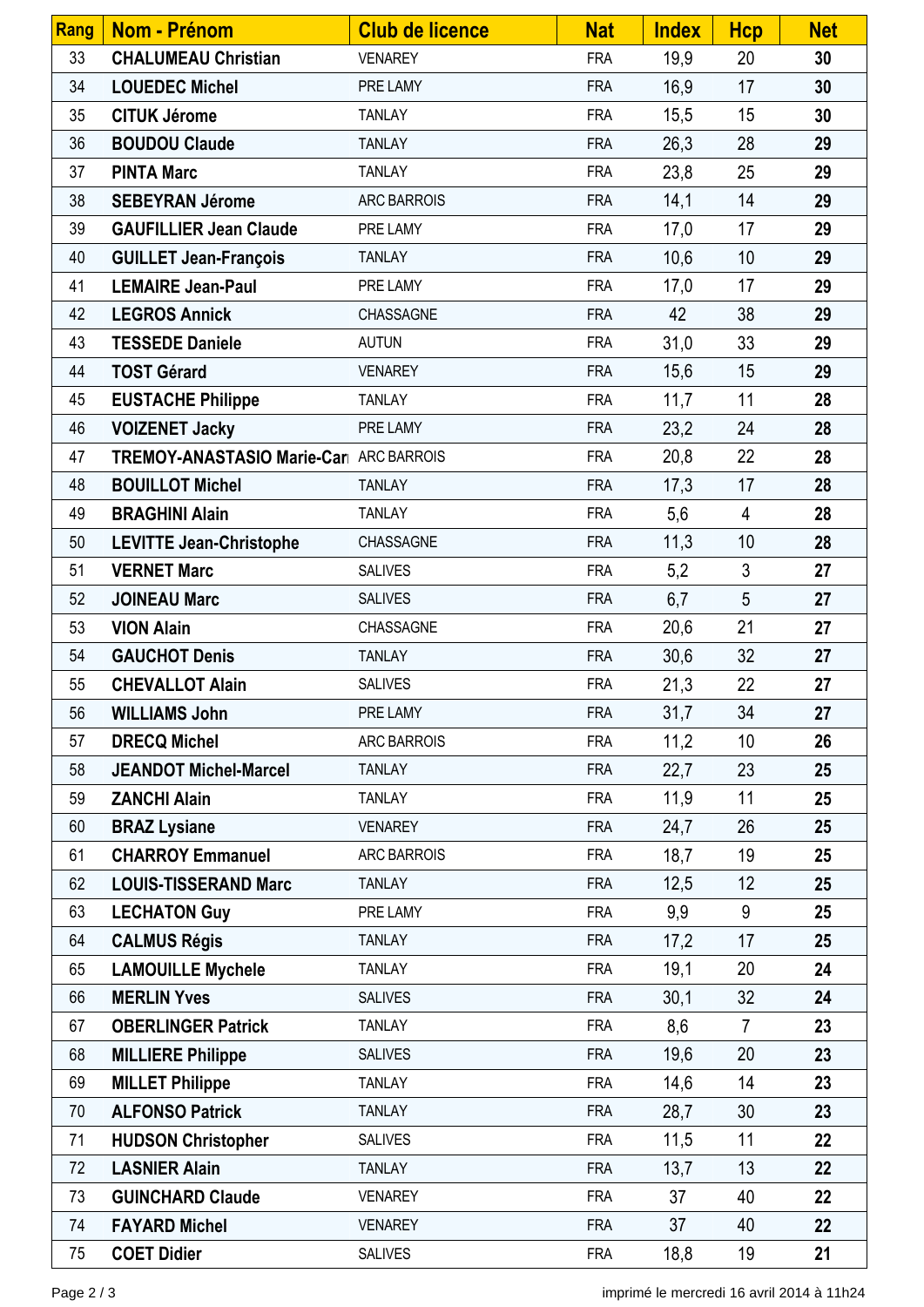| Rang | Nom - Prénom | Club de licence | Nat | Index | Hcp | Net |
|---|---|---|---|---|---|---|
| 33 | **CHALUMEAU Christian** | VENAREY | FRA | 19,9 | 20 | **30** |
| 34 | **LOUEDEC Michel** | PRE LAMY | FRA | 16,9 | 17 | **30** |
| 35 | **CITUK Jérome** | TANLAY | FRA | 15,5 | 15 | **30** |
| 36 | **BOUDOU Claude** | TANLAY | FRA | 26,3 | 28 | **29** |
| 37 | **PINTA Marc** | TANLAY | FRA | 23,8 | 25 | **29** |
| 38 | **SEBEYRAN Jérome** | ARC BARROIS | FRA | 14,1 | 14 | **29** |
| 39 | **GAUFILLIER Jean Claude** | PRE LAMY | FRA | 17,0 | 17 | **29** |
| 40 | **GUILLET Jean-François** | TANLAY | FRA | 10,6 | 10 | **29** |
| 41 | **LEMAIRE Jean-Paul** | PRE LAMY | FRA | 17,0 | 17 | **29** |
| 42 | **LEGROS Annick** | CHASSAGNE | FRA | 42 | 38 | **29** |
| 43 | **TESSEDE Daniele** | AUTUN | FRA | 31,0 | 33 | **29** |
| 44 | **TOST Gérard** | VENAREY | FRA | 15,6 | 15 | **29** |
| 45 | **EUSTACHE Philippe** | TANLAY | FRA | 11,7 | 11 | **28** |
| 46 | **VOIZENET Jacky** | PRE LAMY | FRA | 23,2 | 24 | **28** |
| 47 | **TREMOY-ANASTASIO Marie-Car** | ARC BARROIS | FRA | 20,8 | 22 | **28** |
| 48 | **BOUILLOT Michel** | TANLAY | FRA | 17,3 | 17 | **28** |
| 49 | **BRAGHINI Alain** | TANLAY | FRA | 5,6 | 4 | **28** |
| 50 | **LEVITTE Jean-Christophe** | CHASSAGNE | FRA | 11,3 | 10 | **28** |
| 51 | **VERNET Marc** | SALIVES | FRA | 5,2 | 3 | **27** |
| 52 | **JOINEAU Marc** | SALIVES | FRA | 6,7 | 5 | **27** |
| 53 | **VION Alain** | CHASSAGNE | FRA | 20,6 | 21 | **27** |
| 54 | **GAUCHOT Denis** | TANLAY | FRA | 30,6 | 32 | **27** |
| 55 | **CHEVALLOT Alain** | SALIVES | FRA | 21,3 | 22 | **27** |
| 56 | **WILLIAMS John** | PRE LAMY | FRA | 31,7 | 34 | **27** |
| 57 | **DRECQ Michel** | ARC BARROIS | FRA | 11,2 | 10 | **26** |
| 58 | **JEANDOT Michel-Marcel** | TANLAY | FRA | 22,7 | 23 | **25** |
| 59 | **ZANCHI Alain** | TANLAY | FRA | 11,9 | 11 | **25** |
| 60 | **BRAZ Lysiane** | VENAREY | FRA | 24,7 | 26 | **25** |
| 61 | **CHARROY Emmanuel** | ARC BARROIS | FRA | 18,7 | 19 | **25** |
| 62 | **LOUIS-TISSERAND Marc** | TANLAY | FRA | 12,5 | 12 | **25** |
| 63 | **LECHATON Guy** | PRE LAMY | FRA | 9,9 | 9 | **25** |
| 64 | **CALMUS Régis** | TANLAY | FRA | 17,2 | 17 | **25** |
| 65 | **LAMOUILLE Mychele** | TANLAY | FRA | 19,1 | 20 | **24** |
| 66 | **MERLIN Yves** | SALIVES | FRA | 30,1 | 32 | **24** |
| 67 | **OBERLINGER Patrick** | TANLAY | FRA | 8,6 | 7 | **23** |
| 68 | **MILLIERE Philippe** | SALIVES | FRA | 19,6 | 20 | **23** |
| 69 | **MILLET Philippe** | TANLAY | FRA | 14,6 | 14 | **23** |
| 70 | **ALFONSO Patrick** | TANLAY | FRA | 28,7 | 30 | **23** |
| 71 | **HUDSON Christopher** | SALIVES | FRA | 11,5 | 11 | **22** |
| 72 | **LASNIER Alain** | TANLAY | FRA | 13,7 | 13 | **22** |
| 73 | **GUINCHARD Claude** | VENAREY | FRA | 37 | 40 | **22** |
| 74 | **FAYARD Michel** | VENAREY | FRA | 37 | 40 | **22** |
| 75 | **COET Didier** | SALIVES | FRA | 18,8 | 19 | **21** |

imprimé le mercredi 16 avril 2014 à 11h24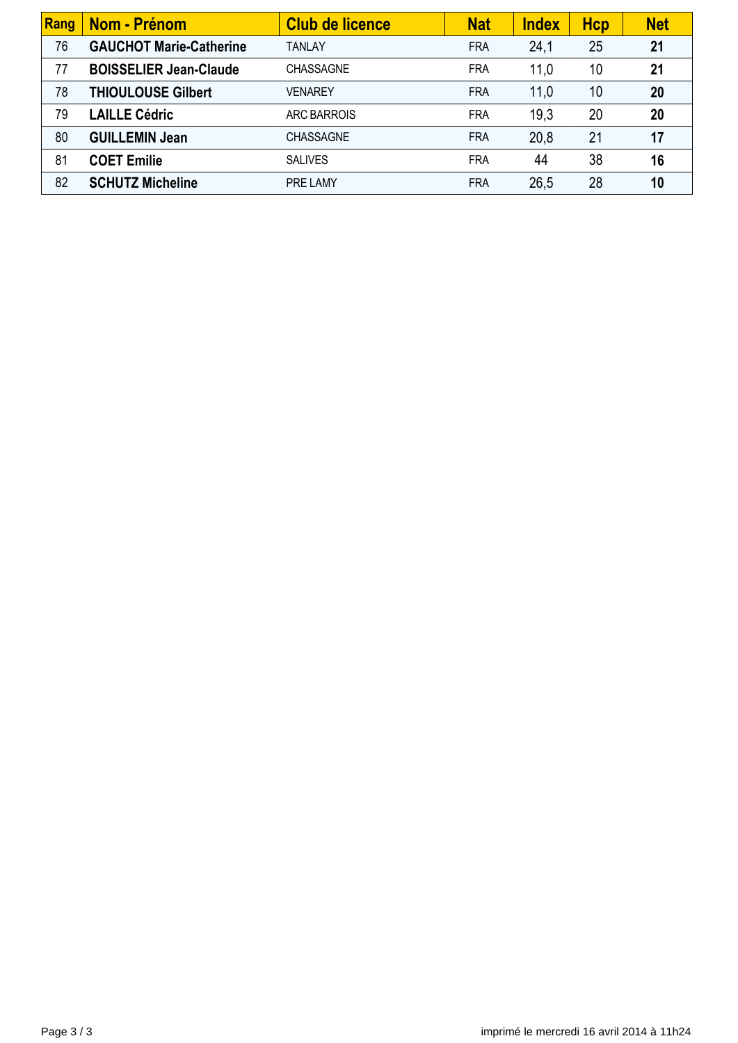| Rang | Nom - Prénom | Club de licence | Nat | Index | Hcp | Net |
|---|---|---|---|---|---|---|
| 76 | **GAUCHOT Marie-Catherine** | TANLAY | FRA | 24,1 | 25 | **21** |
| 77 | **BOISSELIER Jean-Claude** | CHASSAGNE | FRA | 11,0 | 10 | **21** |
| 78 | **THIOULOUSE Gilbert** | VENAREY | FRA | 11,0 | 10 | **20** |
| 79 | **LAILLE Cédric** | ARC BARROIS | FRA | 19,3 | 20 | **20** |
| 80 | **GUILLEMIN Jean** | CHASSAGNE | FRA | 20,8 | 21 | **17** |
| 81 | **COET Emilie** | SALIVES | FRA | 44 | 38 | **16** |
| 82 | **SCHUTZ Micheline** | PRE LAMY | FRA | 26,5 | 28 | **10** |

imprimé le mercredi 16 avril 2014 à 11h24